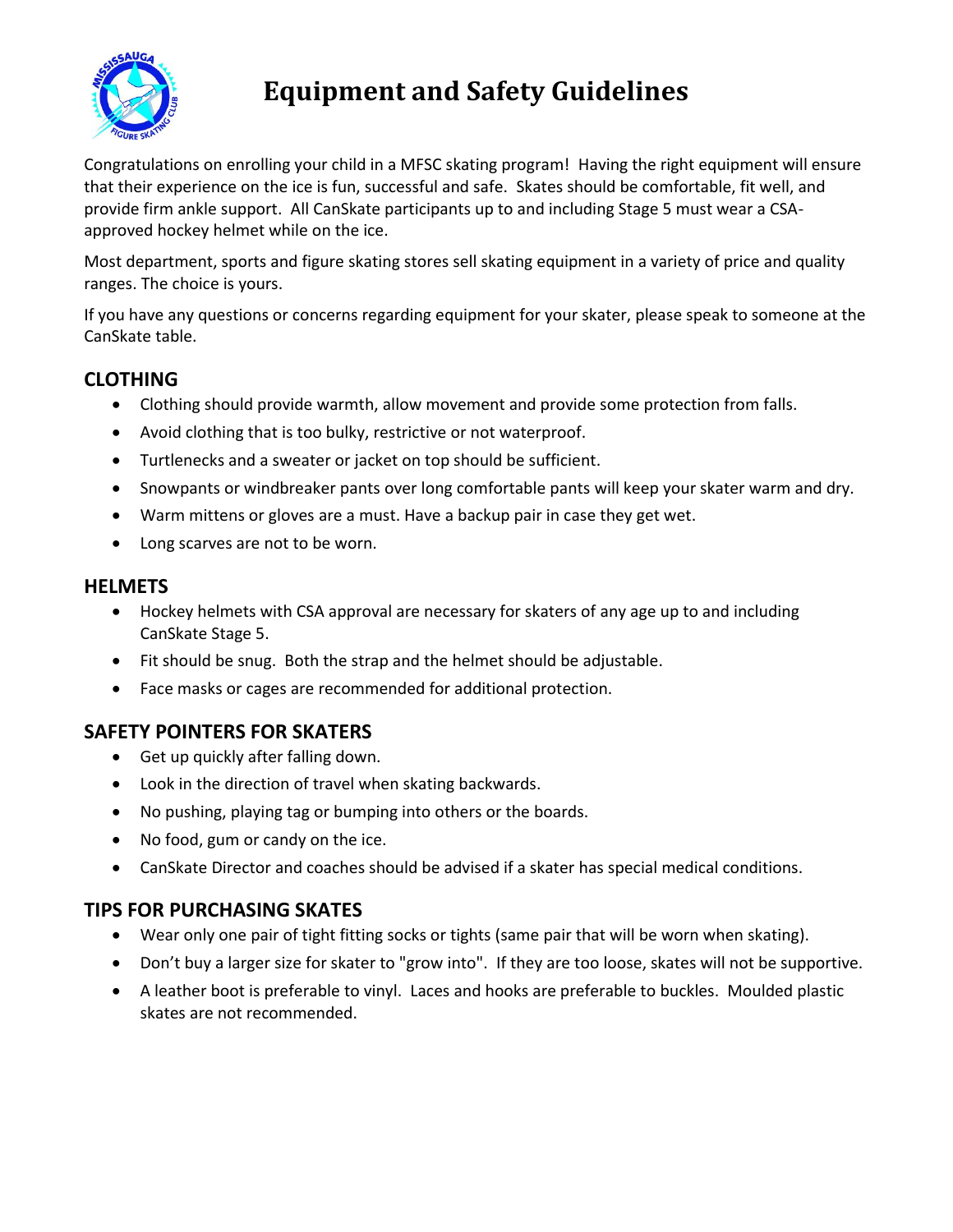# Equipment and Safety Guidelines

Congratulations on enrolling your child in a MFSC skating program! Having the right equipment will ensure that their experience on the ice is fun, successful and safe. Skates should be comfortable, fit well, and provide firm ankle support. All CanSkate participants up to and including Stage 5 must wear a CSA-approved hockey helmet while on the ice.

Most department, sports and figure skating stores sell skating equipment in a variety of price and quality ranges. The choice is yours.

If you have any questions or concerns regarding equipment for your skater, please speak to someone at the CanSkate table.

## CLOTHING

- Clothing should provide warmth, allow movement and provide some protection from falls.
- Avoid clothing that is too bulky, restrictive or not waterproof.
- Turtlenecks and a sweater or jacket on top should be sufficient.
- Snowpants or windbreaker pants over long comfortable pants will keep your skater warm and dry.
- Warm mittens or gloves are a must. Have a backup pair in case they get wet.
- Long scarves are not to be worn.

## HELMETS

- Hockey helmets with CSA approval are necessary for skaters of any age up to and including CanSkate Stage 5.
- Fit should be snug. Both the strap and the helmet should be adjustable.
- Face masks or cages are recommended for additional protection.

## SAFETY POINTERS FOR SKATERS

- Get up quickly after falling down.
- Look in the direction of travel when skating backwards.
- No pushing, playing tag or bumping into others or the boards.
- No food, gum or candy on the ice.
- CanSkate Director and coaches should be advised if a skater has special medical conditions.

## TIPS FOR PURCHASING SKATES

- Wear only one pair of tight fitting socks or tights (same pair that will be worn when skating).
- Don't buy a larger size for skater to "grow into". If they are too loose, skates will not be supportive.
- A leather boot is preferable to vinyl. Laces and hooks are preferable to buckles. Moulded plastic skates are not recommended.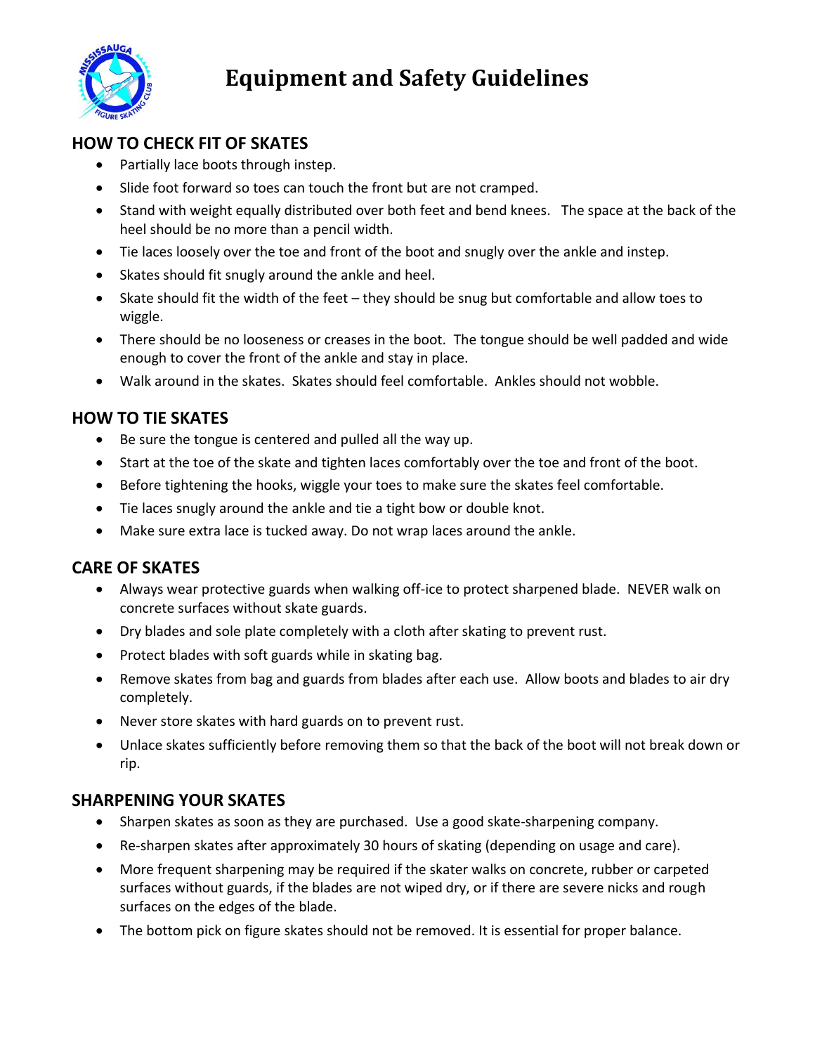# Equipment and Safety Guidelines

## HOW TO CHECK FIT OF SKATES

- Partially lace boots through instep.
- Slide foot forward so toes can touch the front but are not cramped.
- Stand with weight equally distributed over both feet and bend knees. The space at the back of the heel should be no more than a pencil width.
- Tie laces loosely over the toe and front of the boot and snugly over the ankle and instep.
- Skates should fit snugly around the ankle and heel.
- Skate should fit the width of the feet – they should be snug but comfortable and allow toes to wiggle.
- There should be no looseness or creases in the boot. The tongue should be well padded and wide enough to cover the front of the ankle and stay in place.
- Walk around in the skates. Skates should feel comfortable. Ankles should not wobble.

## HOW TO TIE SKATES

- Be sure the tongue is centered and pulled all the way up.
- Start at the toe of the skate and tighten laces comfortably over the toe and front of the boot.
- Before tightening the hooks, wiggle your toes to make sure the skates feel comfortable.
- Tie laces snugly around the ankle and tie a tight bow or double knot.
- Make sure extra lace is tucked away. Do not wrap laces around the ankle.

## CARE OF SKATES

- Always wear protective guards when walking off-ice to protect sharpened blade. NEVER walk on concrete surfaces without skate guards.
- Dry blades and sole plate completely with a cloth after skating to prevent rust.
- Protect blades with soft guards while in skating bag.
- Remove skates from bag and guards from blades after each use. Allow boots and blades to air dry completely.
- Never store skates with hard guards on to prevent rust.
- Unlace skates sufficiently before removing them so that the back of the boot will not break down or rip.

## SHARPENING YOUR SKATES

- Sharpen skates as soon as they are purchased. Use a good skate-sharpening company.
- Re-sharpen skates after approximately 30 hours of skating (depending on usage and care).
- More frequent sharpening may be required if the skater walks on concrete, rubber or carpeted surfaces without guards, if the blades are not wiped dry, or if there are severe nicks and rough surfaces on the edges of the blade.
- The bottom pick on figure skates should not be removed. It is essential for proper balance.